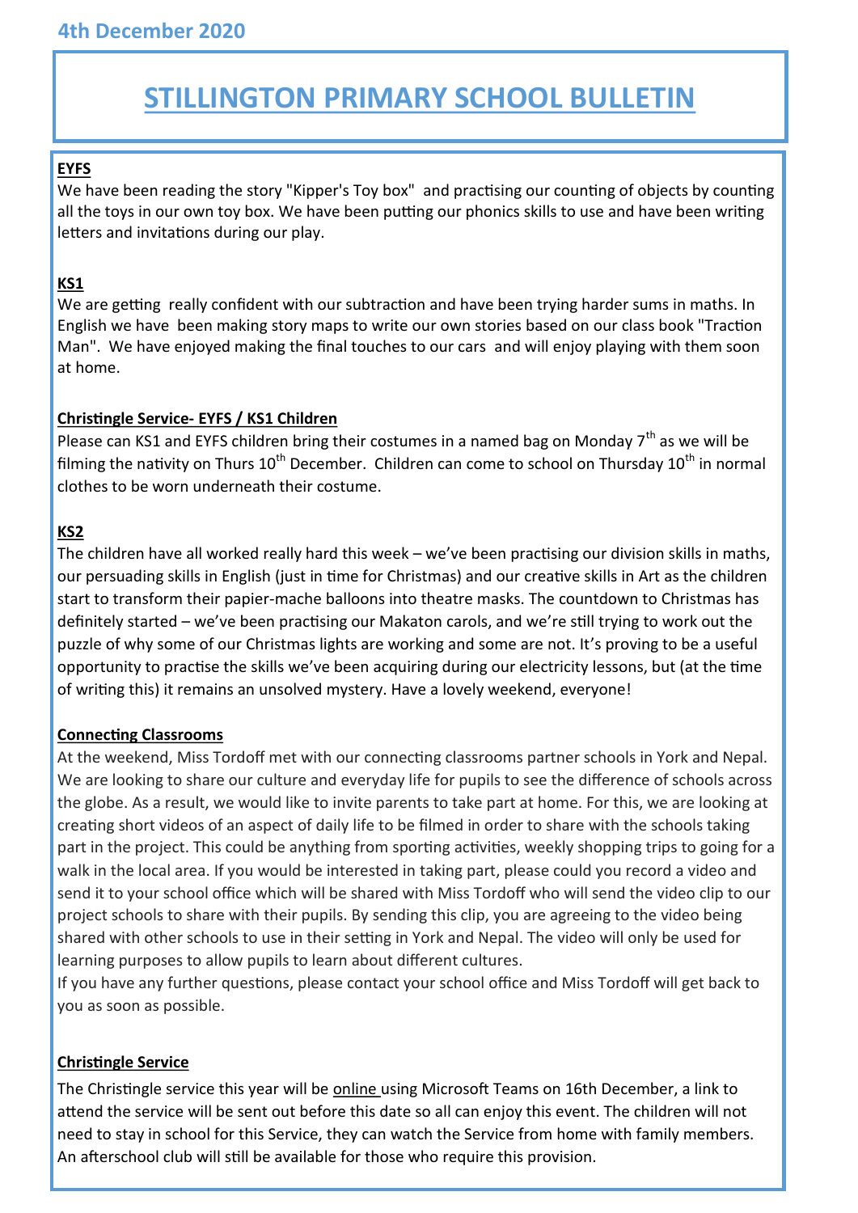4th December 2020

# STILLINGTON PRIMARY SCHOOL BULLETIN

## EYFS

We have been reading the story "Kipper's Toy box" and practising our counting of objects by counting all the toys in our own toy box. We have been putting our phonics skills to use and have been writing letters and invitations during our play.

## KS1

We are getting really confident with our subtraction and have been trying harder sums in maths. In English we have been making story maps to write our own stories based on our class book "Traction Man". We have enjoyed making the final touches to our cars and will enjoy playing with them soon at home.

## Christingle Service- EYFS / KS1 Children

Please can KS1 and EYFS children bring their costumes in a named bag on Monday 7th as we will be filming the nativity on Thurs 10th December. Children can come to school on Thursday 10th in normal clothes to be worn underneath their costume.

## KS2

The children have all worked really hard this week – we've been practising our division skills in maths, our persuading skills in English (just in time for Christmas) and our creative skills in Art as the children start to transform their papier-mache balloons into theatre masks. The countdown to Christmas has definitely started – we've been practising our Makaton carols, and we're still trying to work out the puzzle of why some of our Christmas lights are working and some are not. It's proving to be a useful opportunity to practise the skills we've been acquiring during our electricity lessons, but (at the time of writing this) it remains an unsolved mystery. Have a lovely weekend, everyone!

## Connecting Classrooms

At the weekend, Miss Tordoff met with our connecting classrooms partner schools in York and Nepal. We are looking to share our culture and everyday life for pupils to see the difference of schools across the globe. As a result, we would like to invite parents to take part at home. For this, we are looking at creating short videos of an aspect of daily life to be filmed in order to share with the schools taking part in the project. This could be anything from sporting activities, weekly shopping trips to going for a walk in the local area. If you would be interested in taking part, please could you record a video and send it to your school office which will be shared with Miss Tordoff who will send the video clip to our project schools to share with their pupils. By sending this clip, you are agreeing to the video being shared with other schools to use in their setting in York and Nepal. The video will only be used for learning purposes to allow pupils to learn about different cultures.

If you have any further questions, please contact your school office and Miss Tordoff will get back to you as soon as possible.

## Christingle Service

The Christingle service this year will be online using Microsoft Teams on 16th December, a link to attend the service will be sent out before this date so all can enjoy this event. The children will not need to stay in school for this Service, they can watch the Service from home with family members. An afterschool club will still be available for those who require this provision.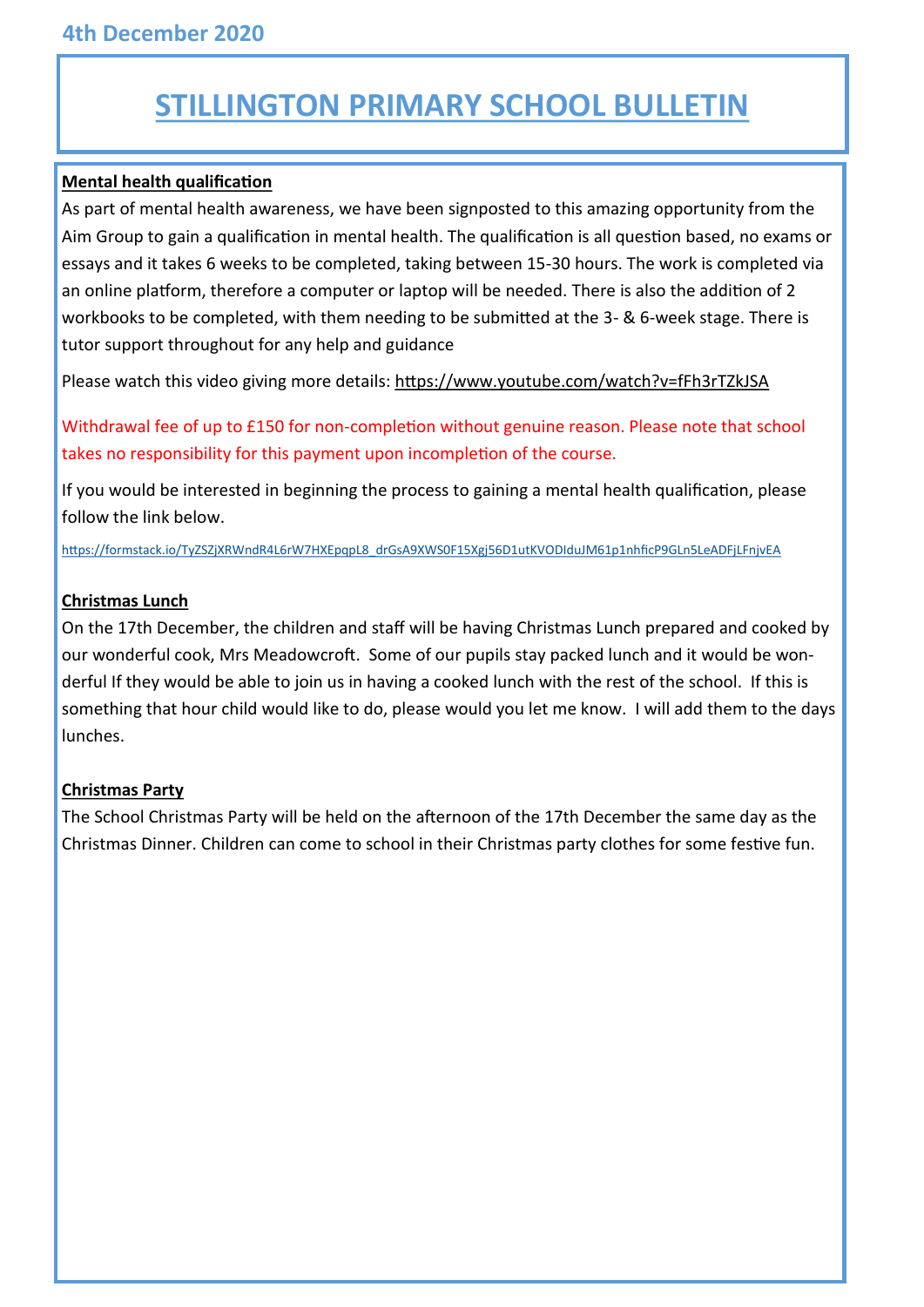4th December 2020

# STILLINGTON PRIMARY SCHOOL BULLETIN

**Mental health qualification**

As part of mental health awareness, we have been signposted to this amazing opportunity from the Aim Group to gain a qualification in mental health. The qualification is all question based, no exams or essays and it takes 6 weeks to be completed, taking between 15-30 hours. The work is completed via an online platform, therefore a computer or laptop will be needed. There is also the addition of 2 workbooks to be completed, with them needing to be submitted at the 3- & 6-week stage. There is tutor support throughout for any help and guidance

Please watch this video giving more details: https://www.youtube.com/watch?v=fFh3rTZkJSA

Withdrawal fee of up to £150 for non-completion without genuine reason. Please note that school takes no responsibility for this payment upon incompletion of the course.

If you would be interested in beginning the process to gaining a mental health qualification, please follow the link below.

https://formstack.io/TyZSZjXRWndR4L6rW7HXEpqpL8_drGsA9XWS0F15Xgj56D1utKVODIduJM61p1nhficP9GLn5LeADFjLFnjvEA

**Christmas Lunch**

On the 17th December, the children and staff will be having Christmas Lunch prepared and cooked by our wonderful cook, Mrs Meadowcroft. Some of our pupils stay packed lunch and it would be wonderful If they would be able to join us in having a cooked lunch with the rest of the school. If this is something that hour child would like to do, please would you let me know. I will add them to the days lunches.

**Christmas Party**

The School Christmas Party will be held on the afternoon of the 17th December the same day as the Christmas Dinner. Children can come to school in their Christmas party clothes for some festive fun.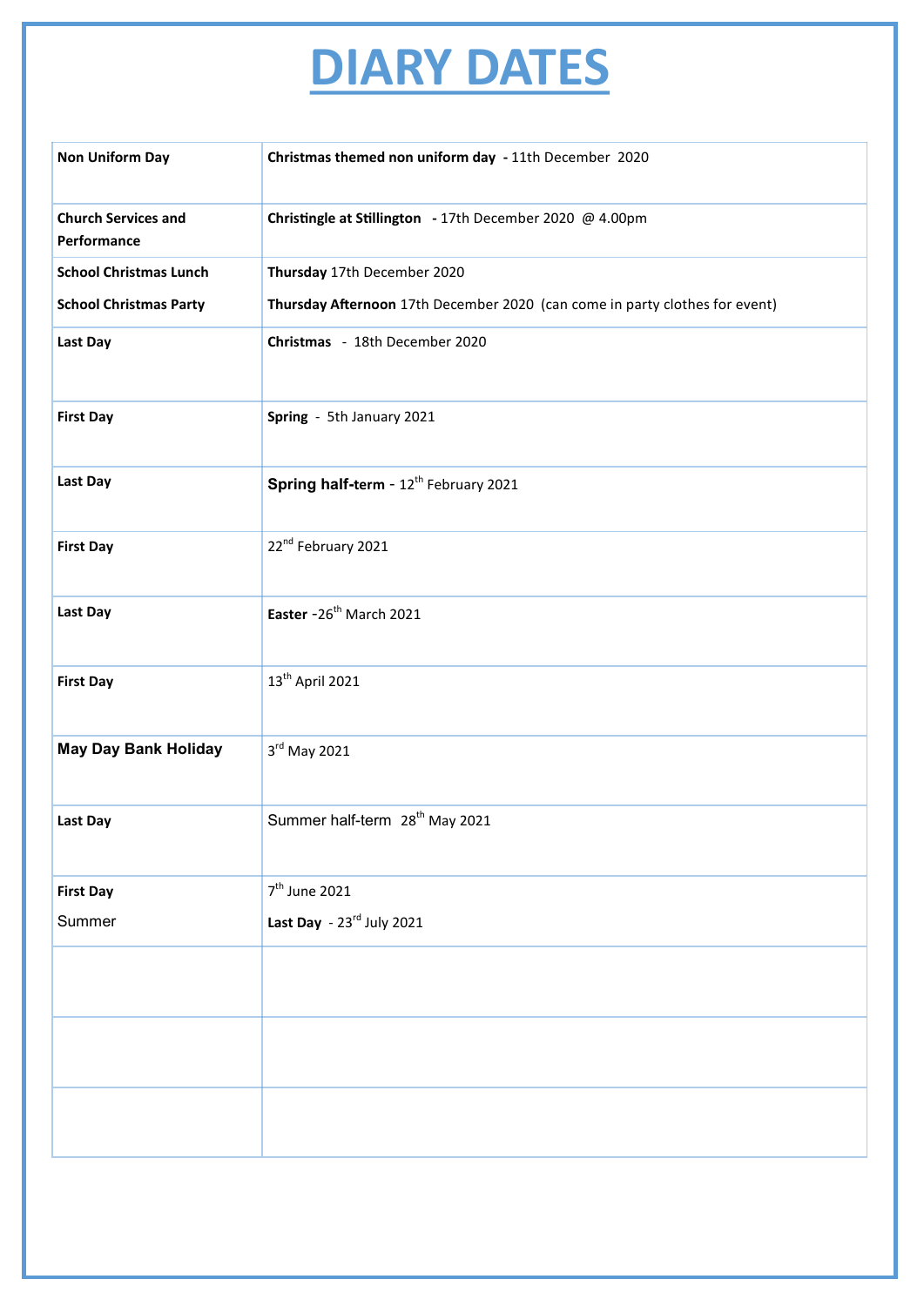# DIARY DATES

| | |
|---|---|
| **Non Uniform Day** | **Christmas themed non uniform day -** 11th December 2020 |
| **Church Services and Performance** | **Christingle at Stillington** - 17th December 2020 @ 4.00pm |
| **School Christmas Lunch**<br>**School Christmas Party** | **Thursday** 17th December 2020<br>**Thursday Afternoon** 17th December 2020 (can come in party clothes for event) |
| **Last Day** | **Christmas** - 18th December 2020 |
| **First Day** | **Spring** - 5th January 2021 |
| **Last Day** | **Spring half-term** - 12th February 2021 |
| **First Day** | 22nd February 2021 |
| **Last Day** | **Easter** -26th March 2021 |
| **First Day** | 13th April 2021 |
| **May Day Bank Holiday** | 3rd May 2021 |
| **Last Day** | Summer half-term 28th May 2021 |
| **First Day**<br>Summer | 7th June 2021<br>**Last Day** - 23rd July 2021 |
| | |
| | |
| | |